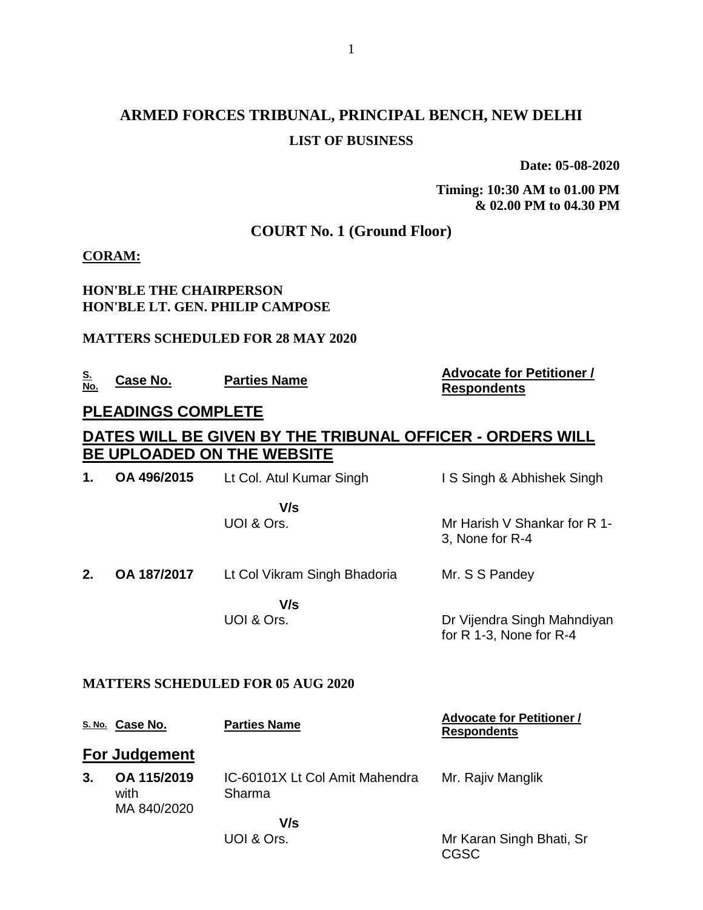# ARMED FORCES TRIBUNAL, PRINCIPAL BENCH, NEW DELHI

## LIST OF BUSINESS

**Date: 05-08-2020**

**Timing: 10:30 AM to 01.00 PM & 02.00 PM to 04.30 PM**

## COURT No. 1 (Ground Floor)

**CORAM:**

**HON'BLE THE CHAIRPERSON**
**HON'BLE LT. GEN. PHILIP CAMPOSE**

**MATTERS SCHEDULED FOR 28 MAY 2020**

| S. No. | Case No. | Parties Name | Advocate for Petitioner / Respondents |
|---|---|---|---|
| | **PLEADINGS COMPLETE** | | |
| | **DATES WILL BE GIVEN BY THE TRIBUNAL OFFICER - ORDERS WILL BE UPLOADED ON THE WEBSITE** | | |
| **1.** | **OA 496/2015** | Lt Col. Atul Kumar Singh V/s UOI & Ors. | I S Singh & Abhishek Singh / Mr Harish V Shankar for R 1-3, None for R-4 |
| **2.** | **OA 187/2017** | Lt Col Vikram Singh Bhadoria V/s UOI & Ors. | Mr. S S Pandey / Dr Vijendra Singh Mahndiyan for R 1-3, None for R-4 |

**MATTERS SCHEDULED FOR 05 AUG 2020**

| S. No. | Case No. | Parties Name | Advocate for Petitioner / Respondents |
|---|---|---|---|
| | **For Judgement** | | |
| **3.** | **OA 115/2019** with MA 840/2020 | IC-60101X Lt Col Amit Mahendra Sharma V/s UOI & Ors. | Mr. Rajiv Manglik / Mr Karan Singh Bhati, Sr CGSC |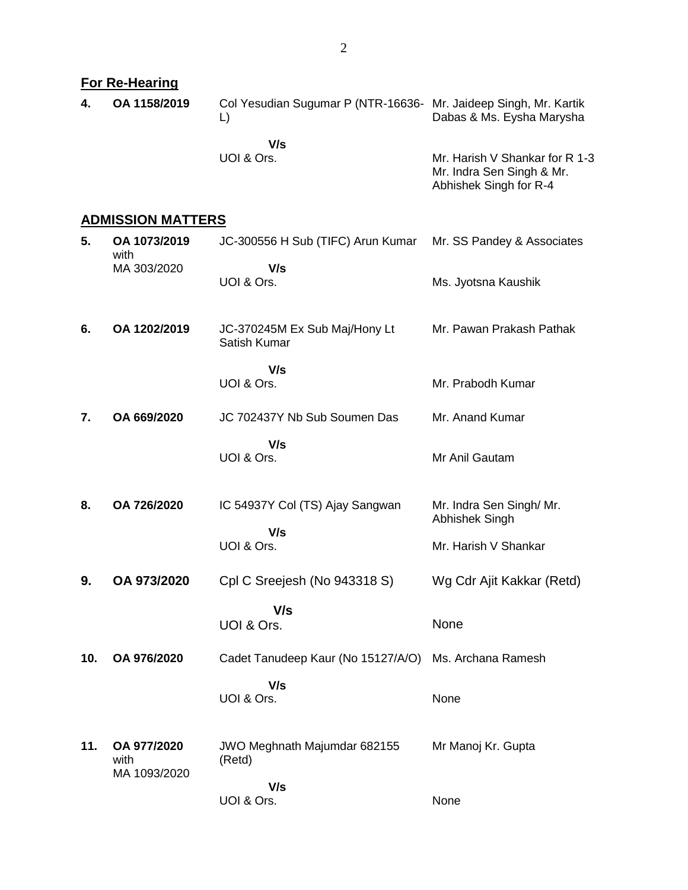**For Re-Hearing**

| | | | |
|---|---|---|---|
| **4.** | **OA 1158/2019** | Col Yesudian Sugumar P (NTR-16636-L)<br><br>**V/s**<br>UOI & Ors. | Mr. Jaideep Singh, Mr. Kartik Dabas & Ms. Eysha Marysha<br><br>Mr. Harish V Shankar for R 1-3 Mr. Indra Sen Singh & Mr. Abhishek Singh for R-4 |

**ADMISSION MATTERS**

| | | | |
|---|---|---|---|
| **5.** | **OA 1073/2019** with MA 303/2020 | JC-300556 H Sub (TIFC) Arun Kumar<br><br>**V/s**<br>UOI & Ors. | Mr. SS Pandey & Associates<br><br>Ms. Jyotsna Kaushik |
| **6.** | **OA 1202/2019** | JC-370245M Ex Sub Maj/Hony Lt Satish Kumar<br><br>**V/s**<br>UOI & Ors. | Mr. Pawan Prakash Pathak<br><br>Mr. Prabodh Kumar |
| **7.** | **OA 669/2020** | JC 702437Y Nb Sub Soumen Das<br><br>**V/s**<br>UOI & Ors. | Mr. Anand Kumar<br><br>Mr Anil Gautam |
| **8.** | **OA 726/2020** | IC 54937Y Col (TS) Ajay Sangwan<br><br>**V/s**<br>UOI & Ors. | Mr. Indra Sen Singh/ Mr. Abhishek Singh<br><br>Mr. Harish V Shankar |
| **9.** | **OA 973/2020** | Cpl C Sreejesh (No 943318 S)<br><br>**V/s**<br>UOI & Ors. | Wg Cdr Ajit Kakkar (Retd)<br><br>None |
| **10.** | **OA 976/2020** | Cadet Tanudeep Kaur (No 15127/A/O)<br><br>**V/s**<br>UOI & Ors. | Ms. Archana Ramesh<br><br>None |
| **11.** | **OA 977/2020** with MA 1093/2020 | JWO Meghnath Majumdar 682155 (Retd)<br><br>**V/s**<br>UOI & Ors. | Mr Manoj Kr. Gupta<br><br>None |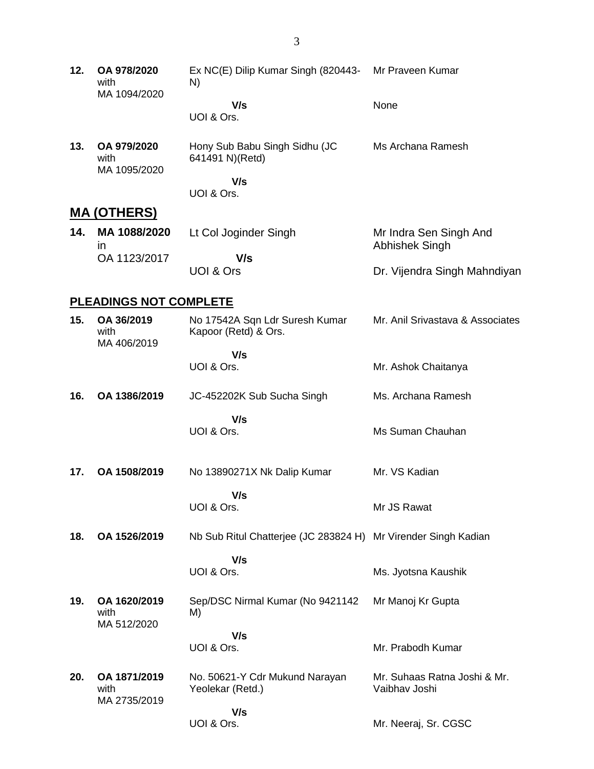| | | | |
|---|---|---|---|
| **12.** | **OA 978/2020** with MA 1094/2020 | Ex NC(E) Dilip Kumar Singh (820443-N)<br>**V/s**<br>UOI & Ors. | Mr Praveen Kumar<br><br>None |
| **13.** | **OA 979/2020** with MA 1095/2020 | Hony Sub Babu Singh Sidhu (JC 641491 N)(Retd)<br>**V/s**<br>UOI & Ors. | Ms Archana Ramesh |

## MA (OTHERS)

| | | | |
|---|---|---|---|
| **14.** | **MA 1088/2020** in OA 1123/2017 | Lt Col Joginder Singh<br>**V/s**<br>UOI & Ors | Mr Indra Sen Singh And Abhishek Singh<br><br>Dr. Vijendra Singh Mahndiyan |

## PLEADINGS NOT COMPLETE

| | | | |
|---|---|---|---|
| **15.** | **OA 36/2019** with MA 406/2019 | No 17542A Sqn Ldr Suresh Kumar Kapoor (Retd) & Ors.<br>**V/s**<br>UOI & Ors. | Mr. Anil Srivastava & Associates<br><br>Mr. Ashok Chaitanya |
| **16.** | **OA 1386/2019** | JC-452202K Sub Sucha Singh<br>**V/s**<br>UOI & Ors. | Ms. Archana Ramesh<br><br>Ms Suman Chauhan |
| **17.** | **OA 1508/2019** | No 13890271X Nk Dalip Kumar<br>**V/s**<br>UOI & Ors. | Mr. VS Kadian<br><br>Mr JS Rawat |
| **18.** | **OA 1526/2019** | Nb Sub Ritul Chatterjee (JC 283824 H)<br>**V/s**<br>UOI & Ors. | Mr Virender Singh Kadian<br><br>Ms. Jyotsna Kaushik |
| **19.** | **OA 1620/2019** with MA 512/2020 | Sep/DSC Nirmal Kumar (No 9421142 M)<br>**V/s**<br>UOI & Ors. | Mr Manoj Kr Gupta<br><br>Mr. Prabodh Kumar |
| **20.** | **OA 1871/2019** with MA 2735/2019 | No. 50621-Y Cdr Mukund Narayan Yeolekar (Retd.)<br>**V/s**<br>UOI & Ors. | Mr. Suhaas Ratna Joshi & Mr. Vaibhav Joshi<br><br>Mr. Neeraj, Sr. CGSC |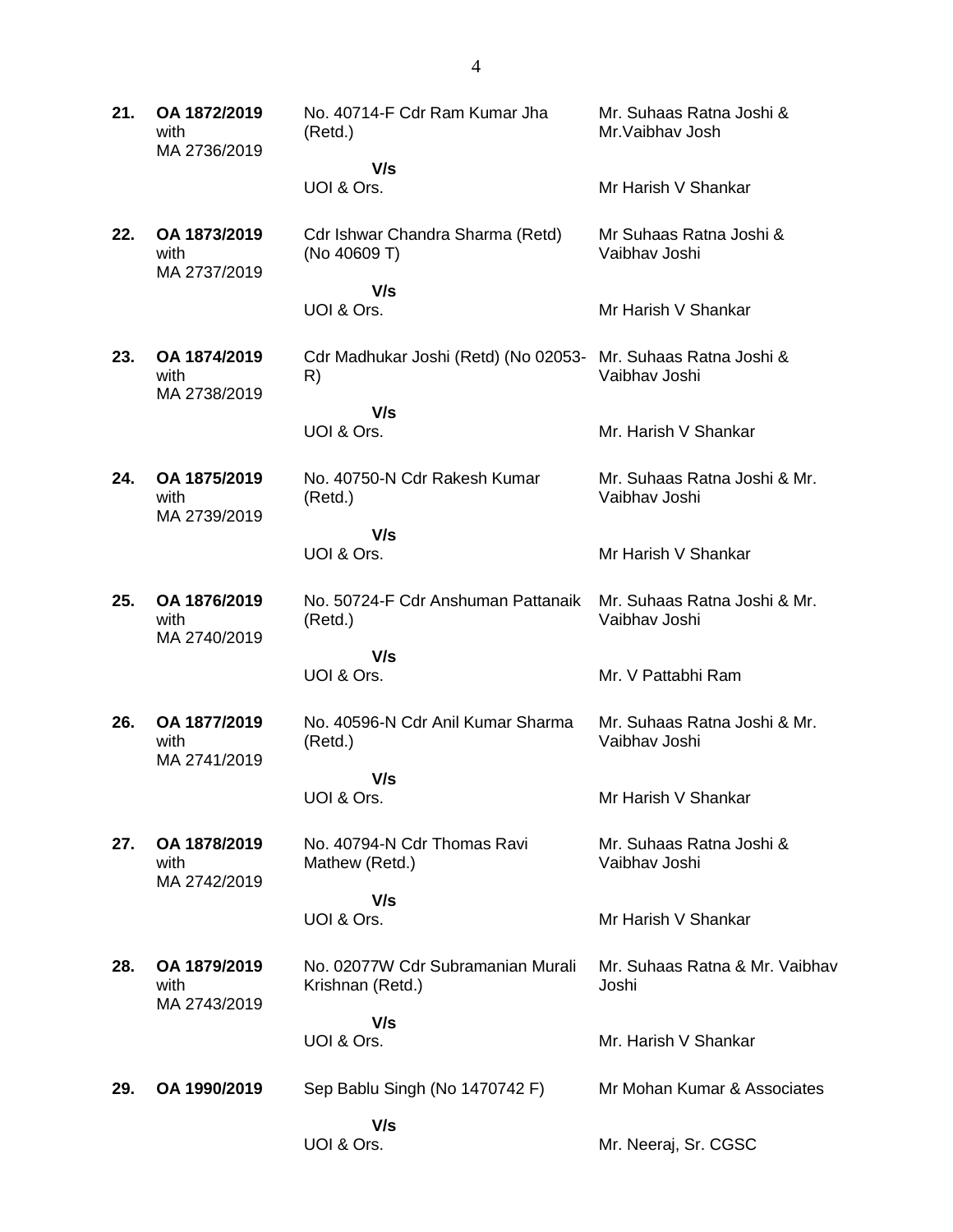| | | | |
|---|---|---|---|
| **21.** | **OA 1872/2019** with MA 2736/2019 | No. 40714-F Cdr Ram Kumar Jha (Retd.) **V/s** UOI & Ors. | Mr. Suhaas Ratna Joshi & Mr.Vaibhav Josh<br><br>Mr Harish V Shankar |
| **22.** | **OA 1873/2019** with MA 2737/2019 | Cdr Ishwar Chandra Sharma (Retd) (No 40609 T) **V/s** UOI & Ors. | Mr Suhaas Ratna Joshi & Vaibhav Joshi<br><br>Mr Harish V Shankar |
| **23.** | **OA 1874/2019** with MA 2738/2019 | Cdr Madhukar Joshi (Retd) (No 02053-R) **V/s** UOI & Ors. | Mr. Suhaas Ratna Joshi & Vaibhav Joshi<br><br>Mr. Harish V Shankar |
| **24.** | **OA 1875/2019** with MA 2739/2019 | No. 40750-N Cdr Rakesh Kumar (Retd.) **V/s** UOI & Ors. | Mr. Suhaas Ratna Joshi & Mr. Vaibhav Joshi<br><br>Mr Harish V Shankar |
| **25.** | **OA 1876/2019** with MA 2740/2019 | No. 50724-F Cdr Anshuman Pattanaik (Retd.) **V/s** UOI & Ors. | Mr. Suhaas Ratna Joshi & Mr. Vaibhav Joshi<br><br>Mr. V Pattabhi Ram |
| **26.** | **OA 1877/2019** with MA 2741/2019 | No. 40596-N Cdr Anil Kumar Sharma (Retd.) **V/s** UOI & Ors. | Mr. Suhaas Ratna Joshi & Mr. Vaibhav Joshi<br><br>Mr Harish V Shankar |
| **27.** | **OA 1878/2019** with MA 2742/2019 | No. 40794-N Cdr Thomas Ravi Mathew (Retd.) **V/s** UOI & Ors. | Mr. Suhaas Ratna Joshi & Vaibhav Joshi<br><br>Mr Harish V Shankar |
| **28.** | **OA 1879/2019** with MA 2743/2019 | No. 02077W Cdr Subramanian Murali Krishnan (Retd.) **V/s** UOI & Ors. | Mr. Suhaas Ratna & Mr. Vaibhav Joshi<br><br>Mr. Harish V Shankar |
| **29.** | **OA 1990/2019** | Sep Bablu Singh (No 1470742 F) **V/s** UOI & Ors. | Mr Mohan Kumar & Associates<br><br>Mr. Neeraj, Sr. CGSC |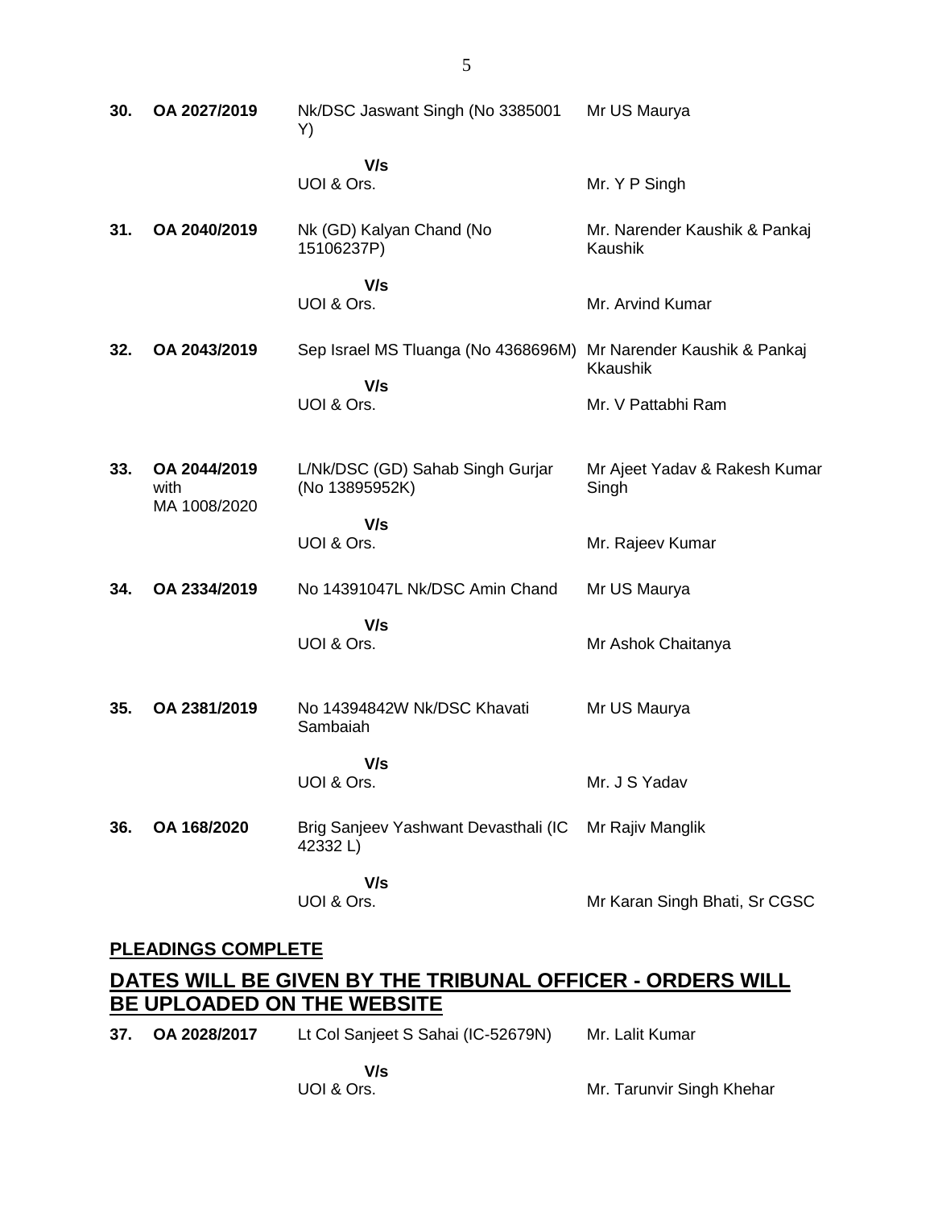| | | | |
|---|---|---|---|
| **30.** | **OA 2027/2019** | Nk/DSC Jaswant Singh (No 3385001 Y) | Mr US Maurya |
| | | **V/s** | |
| | | UOI & Ors. | Mr. Y P Singh |
| **31.** | **OA 2040/2019** | Nk (GD) Kalyan Chand (No 15106237P) | Mr. Narender Kaushik & Pankaj Kaushik |
| | | **V/s** | |
| | | UOI & Ors. | Mr. Arvind Kumar |
| **32.** | **OA 2043/2019** | Sep Israel MS Tluanga (No 4368696M) | Mr Narender Kaushik & Pankaj Kkaushik |
| | | **V/s** | |
| | | UOI & Ors. | Mr. V Pattabhi Ram |
| **33.** | **OA 2044/2019** with MA 1008/2020 | L/Nk/DSC (GD) Sahab Singh Gurjar (No 13895952K) | Mr Ajeet Yadav & Rakesh Kumar Singh |
| | | **V/s** | |
| | | UOI & Ors. | Mr. Rajeev Kumar |
| **34.** | **OA 2334/2019** | No 14391047L Nk/DSC Amin Chand | Mr US Maurya |
| | | **V/s** | |
| | | UOI & Ors. | Mr Ashok Chaitanya |
| **35.** | **OA 2381/2019** | No 14394842W Nk/DSC Khavati Sambaiah | Mr US Maurya |
| | | **V/s** | |
| | | UOI & Ors. | Mr. J S Yadav |
| **36.** | **OA 168/2020** | Brig Sanjeev Yashwant Devasthali (IC 42332 L) | Mr Rajiv Manglik |
| | | **V/s** | |
| | | UOI & Ors. | Mr Karan Singh Bhati, Sr CGSC |

## PLEADINGS COMPLETE

## DATES WILL BE GIVEN BY THE TRIBUNAL OFFICER - ORDERS WILL BE UPLOADED ON THE WEBSITE

| | | | |
|---|---|---|---|
| **37.** | **OA 2028/2017** | Lt Col Sanjeet S Sahai (IC-52679N) | Mr. Lalit Kumar |
| | | **V/s** | |
| | | UOI & Ors. | Mr. Tarunvir Singh Khehar |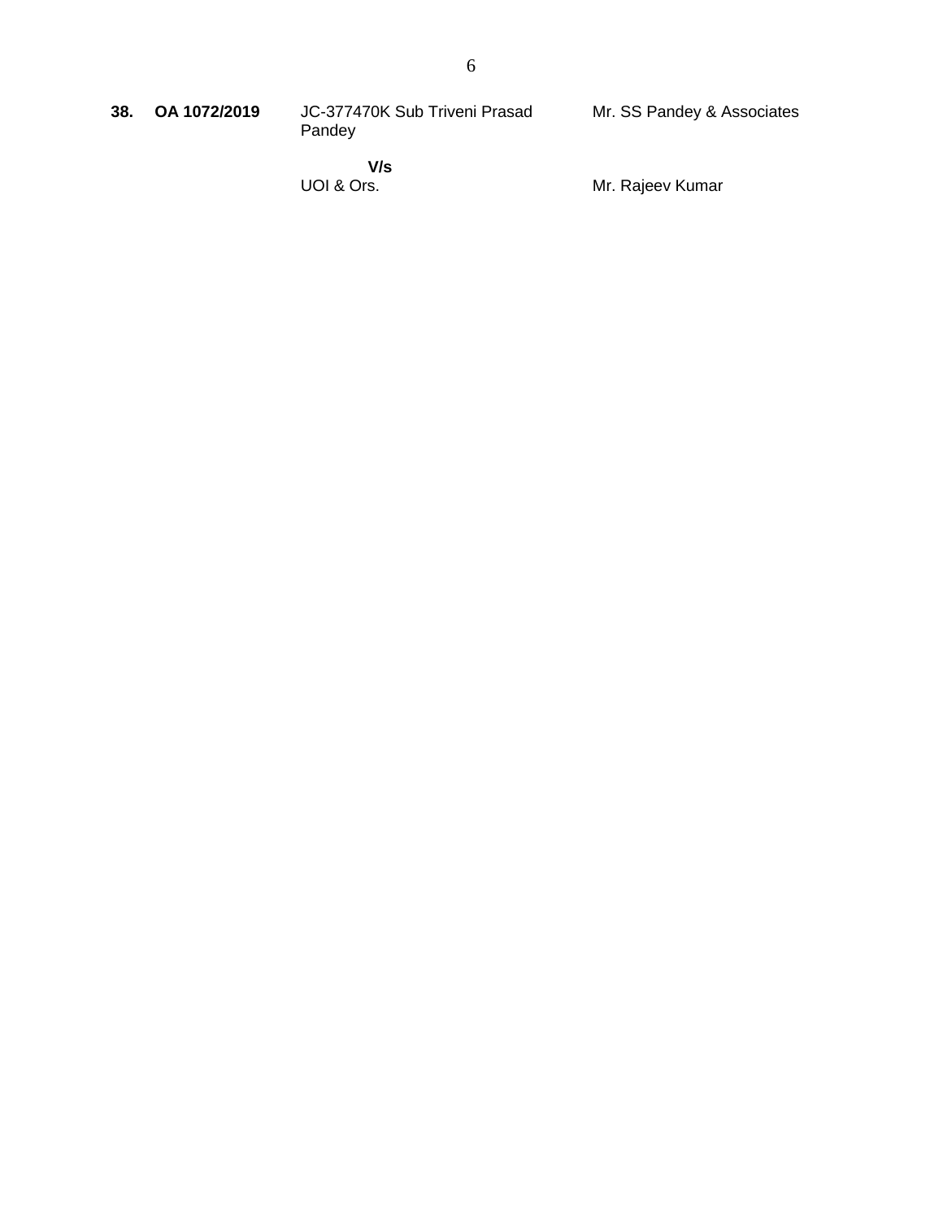| | | | |
|---|---|---|---|
| **38.** | **OA 1072/2019** | JC-377470K Sub Triveni Prasad Pandey | Mr. SS Pandey & Associates |
| | | **V/s** | |
| | | UOI & Ors. | Mr. Rajeev Kumar |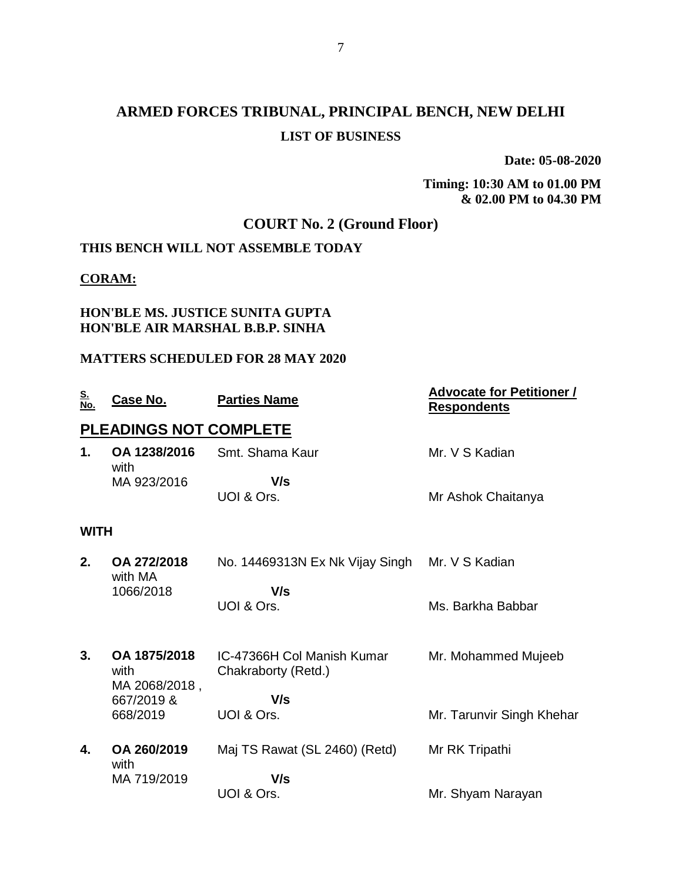# ARMED FORCES TRIBUNAL, PRINCIPAL BENCH, NEW DELHI

**LIST OF BUSINESS**

**Date: 05-08-2020**

**Timing: 10:30 AM to 01.00 PM & 02.00 PM to 04.30 PM**

## COURT No. 2 (Ground Floor)

**THIS BENCH WILL NOT ASSEMBLE TODAY**

**CORAM:**

**HON'BLE MS. JUSTICE SUNITA GUPTA**
**HON'BLE AIR MARSHAL B.B.P. SINHA**

**MATTERS SCHEDULED FOR 28 MAY 2020**

| S. No. | Case No. | Parties Name | Advocate for Petitioner / Respondents |
|---|---|---|---|
| **PLEADINGS NOT COMPLETE** | | | |
| **1.** | **OA 1238/2016** with MA 923/2016 | Smt. Shama Kaur **V/s** UOI & Ors. | Mr. V S Kadian / Mr Ashok Chaitanya |
| **WITH** | | | |
| **2.** | **OA 272/2018** with MA 1066/2018 | No. 14469313N Ex Nk Vijay Singh **V/s** UOI & Ors. | Mr. V S Kadian / Ms. Barkha Babbar |
| **3.** | **OA 1875/2018** with MA 2068/2018 , 667/2019 & 668/2019 | IC-47366H Col Manish Kumar Chakraborty (Retd.) **V/s** UOI & Ors. | Mr. Mohammed Mujeeb / Mr. Tarunvir Singh Khehar |
| **4.** | **OA 260/2019** with MA 719/2019 | Maj TS Rawat (SL 2460) (Retd) **V/s** UOI & Ors. | Mr RK Tripathi / Mr. Shyam Narayan |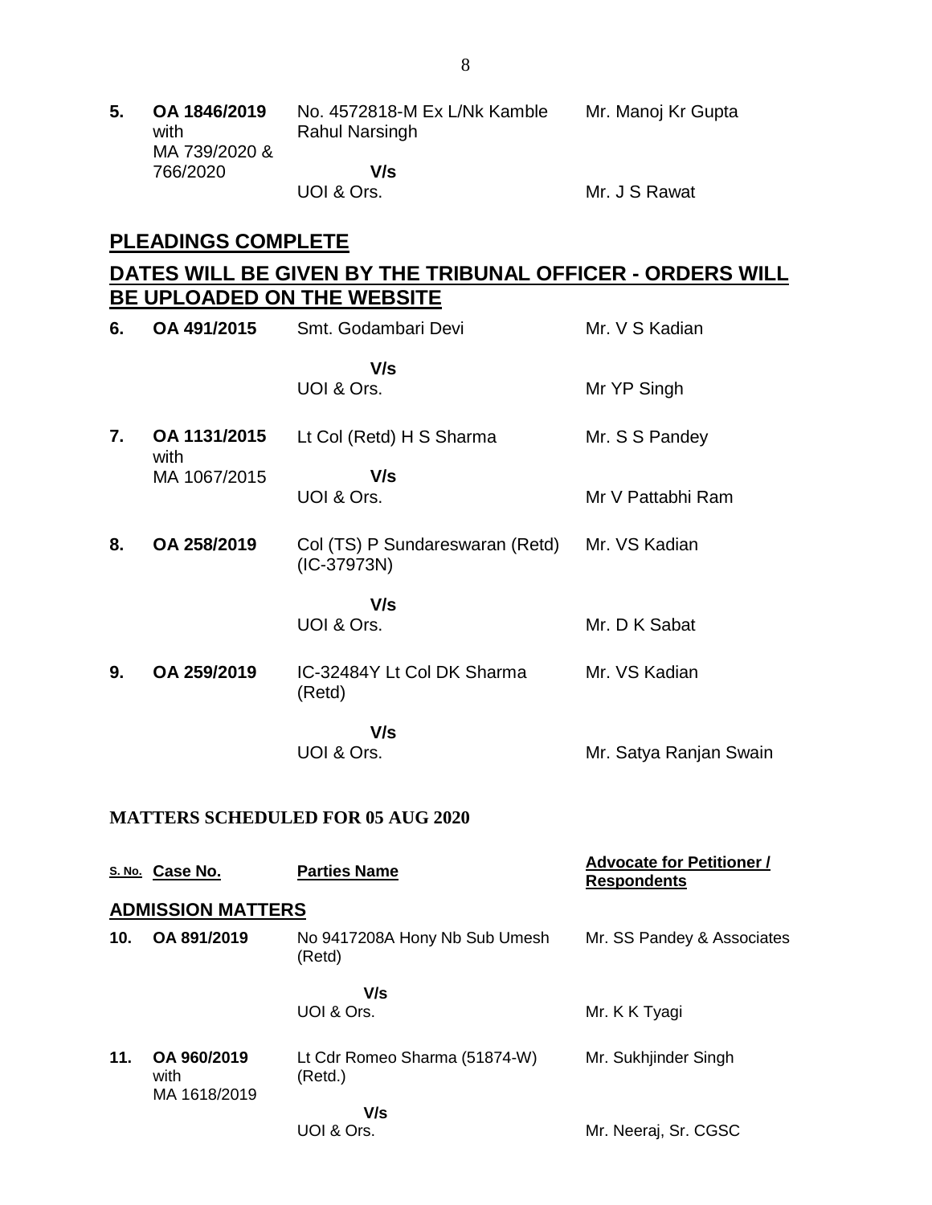| | | | |
|---|---|---|---|
| **5.** | **OA 1846/2019** with MA 739/2020 & 766/2020 | No. 4572818-M Ex L/Nk Kamble Rahul Narsingh<br>**V/s**<br>UOI & Ors. | Mr. Manoj Kr Gupta<br><br>Mr. J S Rawat |

## PLEADINGS COMPLETE

## DATES WILL BE GIVEN BY THE TRIBUNAL OFFICER - ORDERS WILL BE UPLOADED ON THE WEBSITE

| | | | |
|---|---|---|---|
| **6.** | **OA 491/2015** | Smt. Godambari Devi<br>**V/s**<br>UOI & Ors. | Mr. V S Kadian<br><br>Mr YP Singh |
| **7.** | **OA 1131/2015** with MA 1067/2015 | Lt Col (Retd) H S Sharma<br>**V/s**<br>UOI & Ors. | Mr. S S Pandey<br><br>Mr V Pattabhi Ram |
| **8.** | **OA 258/2019** | Col (TS) P Sundareswaran (Retd) (IC-37973N)<br>**V/s**<br>UOI & Ors. | Mr. VS Kadian<br><br>Mr. D K Sabat |
| **9.** | **OA 259/2019** | IC-32484Y Lt Col DK Sharma (Retd)<br>**V/s**<br>UOI & Ors. | Mr. VS Kadian<br><br>Mr. Satya Ranjan Swain |

**MATTERS SCHEDULED FOR 05 AUG 2020**

| S. No. | Case No. | Parties Name | Advocate for Petitioner / Respondents |
|---|---|---|---|
| **ADMISSION MATTERS** | | | |
| **10.** | **OA 891/2019** | No 9417208A Hony Nb Sub Umesh (Retd)<br>**V/s**<br>UOI & Ors. | Mr. SS Pandey & Associates<br><br>Mr. K K Tyagi |
| **11.** | **OA 960/2019** with MA 1618/2019 | Lt Cdr Romeo Sharma (51874-W) (Retd.)<br>**V/s**<br>UOI & Ors. | Mr. Sukhjinder Singh<br><br>Mr. Neeraj, Sr. CGSC |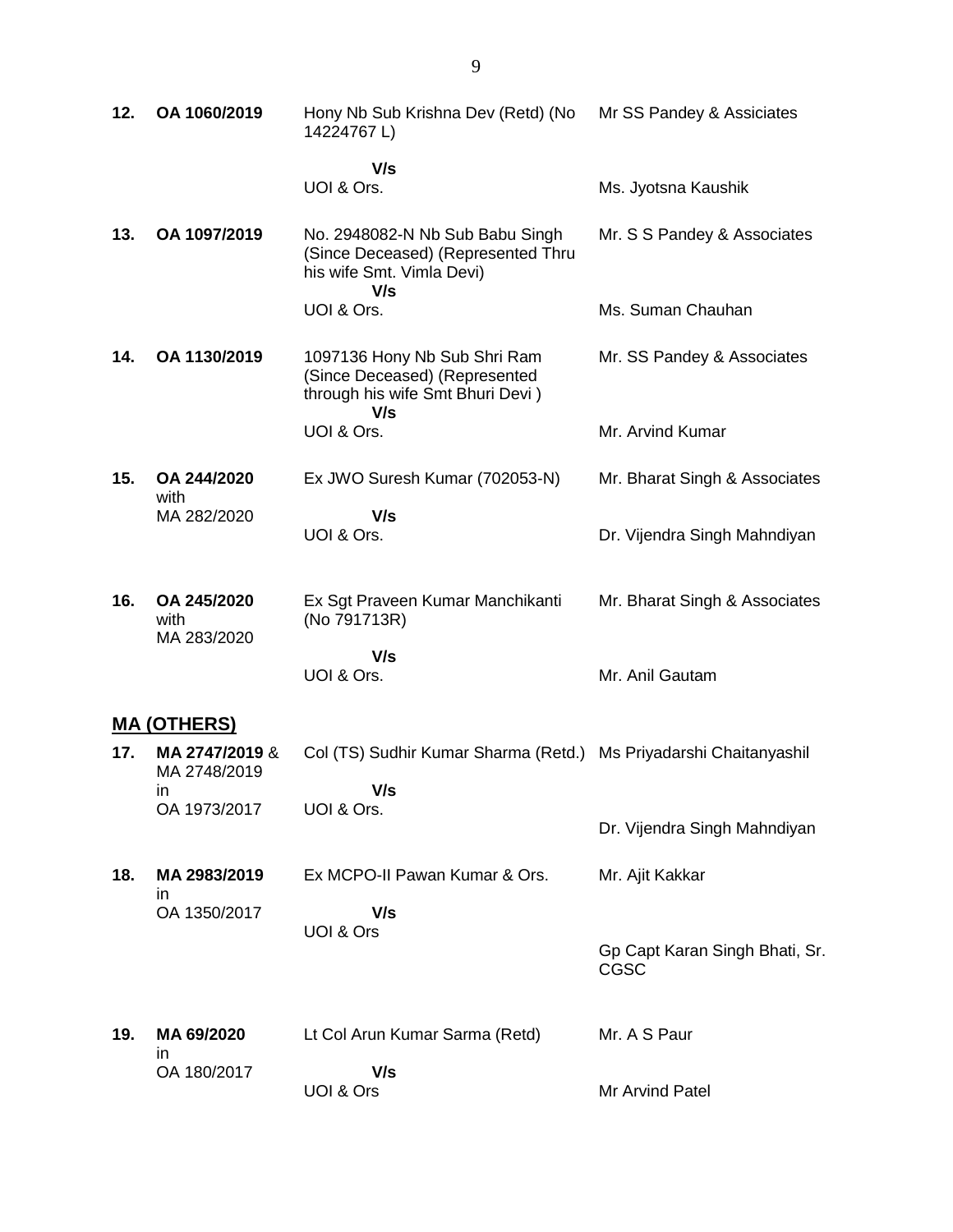| | | | |
|---|---|---|---|
| **12.** | **OA 1060/2019** | Hony Nb Sub Krishna Dev (Retd) (No 14224767 L)<br><br>**V/s**<br>UOI & Ors. | Mr SS Pandey & Assiciates<br><br><br>Ms. Jyotsna Kaushik |
| **13.** | **OA 1097/2019** | No. 2948082-N Nb Sub Babu Singh (Since Deceased) (Represented Thru his wife Smt. Vimla Devi)<br>**V/s**<br>UOI & Ors. | Mr. S S Pandey & Associates<br><br><br>Ms. Suman Chauhan |
| **14.** | **OA 1130/2019** | 1097136 Hony Nb Sub Shri Ram (Since Deceased) (Represented through his wife Smt Bhuri Devi )<br>**V/s**<br>UOI & Ors. | Mr. SS Pandey & Associates<br><br><br>Mr. Arvind Kumar |
| **15.** | **OA 244/2020** with MA 282/2020 | Ex JWO Suresh Kumar (702053-N)<br><br>**V/s**<br>UOI & Ors. | Mr. Bharat Singh & Associates<br><br><br>Dr. Vijendra Singh Mahndiyan |
| **16.** | **OA 245/2020** with MA 283/2020 | Ex Sgt Praveen Kumar Manchikanti (No 791713R)<br><br>**V/s**<br>UOI & Ors. | Mr. Bharat Singh & Associates<br><br><br>Mr. Anil Gautam |

## <u>MA (OTHERS)</u>

| | | | |
|---|---|---|---|
| **17.** | **MA 2747/2019** & MA 2748/2019 in OA 1973/2017 | Col (TS) Sudhir Kumar Sharma (Retd.)<br><br>**V/s**<br>UOI & Ors. | Ms Priyadarshi Chaitanyashil<br><br><br>Dr. Vijendra Singh Mahndiyan |
| **18.** | **MA 2983/2019** in OA 1350/2017 | Ex MCPO-II Pawan Kumar & Ors.<br><br>**V/s**<br>UOI & Ors | Mr. Ajit Kakkar<br><br><br>Gp Capt Karan Singh Bhati, Sr. CGSC |
| **19.** | **MA 69/2020** in OA 180/2017 | Lt Col Arun Kumar Sarma (Retd)<br><br>**V/s**<br>UOI & Ors | Mr. A S Paur<br><br><br>Mr Arvind Patel |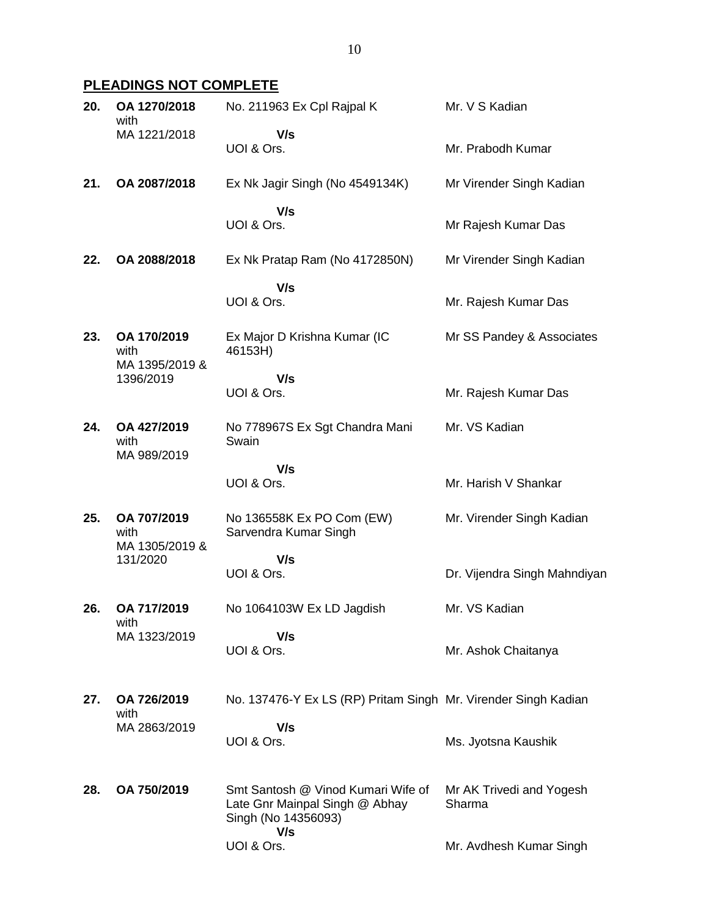## PLEADINGS NOT COMPLETE

| | | | |
|---|---|---|---|
| **20.** | **OA 1270/2018** with MA 1221/2018 | No. 211963 Ex Cpl Rajpal K **V/s** UOI & Ors. | Mr. V S Kadian<br><br>Mr. Prabodh Kumar |
| **21.** | **OA 2087/2018** | Ex Nk Jagir Singh (No 4549134K) **V/s** UOI & Ors. | Mr Virender Singh Kadian<br><br>Mr Rajesh Kumar Das |
| **22.** | **OA 2088/2018** | Ex Nk Pratap Ram (No 4172850N) **V/s** UOI & Ors. | Mr Virender Singh Kadian<br><br>Mr. Rajesh Kumar Das |
| **23.** | **OA 170/2019** with MA 1395/2019 & 1396/2019 | Ex Major D Krishna Kumar (IC 46153H) **V/s** UOI & Ors. | Mr SS Pandey & Associates<br><br>Mr. Rajesh Kumar Das |
| **24.** | **OA 427/2019** with MA 989/2019 | No 778967S Ex Sgt Chandra Mani Swain **V/s** UOI & Ors. | Mr. VS Kadian<br><br>Mr. Harish V Shankar |
| **25.** | **OA 707/2019** with MA 1305/2019 & 131/2020 | No 136558K Ex PO Com (EW) Sarvendra Kumar Singh **V/s** UOI & Ors. | Mr. Virender Singh Kadian<br><br>Dr. Vijendra Singh Mahndiyan |
| **26.** | **OA 717/2019** with MA 1323/2019 | No 1064103W Ex LD Jagdish **V/s** UOI & Ors. | Mr. VS Kadian<br><br>Mr. Ashok Chaitanya |
| **27.** | **OA 726/2019** with MA 2863/2019 | No. 137476-Y Ex LS (RP) Pritam Singh **V/s** UOI & Ors. | Mr. Virender Singh Kadian<br><br>Ms. Jyotsna Kaushik |
| **28.** | **OA 750/2019** | Smt Santosh @ Vinod Kumari Wife of Late Gnr Mainpal Singh @ Abhay Singh (No 14356093) **V/s** UOI & Ors. | Mr AK Trivedi and Yogesh Sharma<br><br>Mr. Avdhesh Kumar Singh |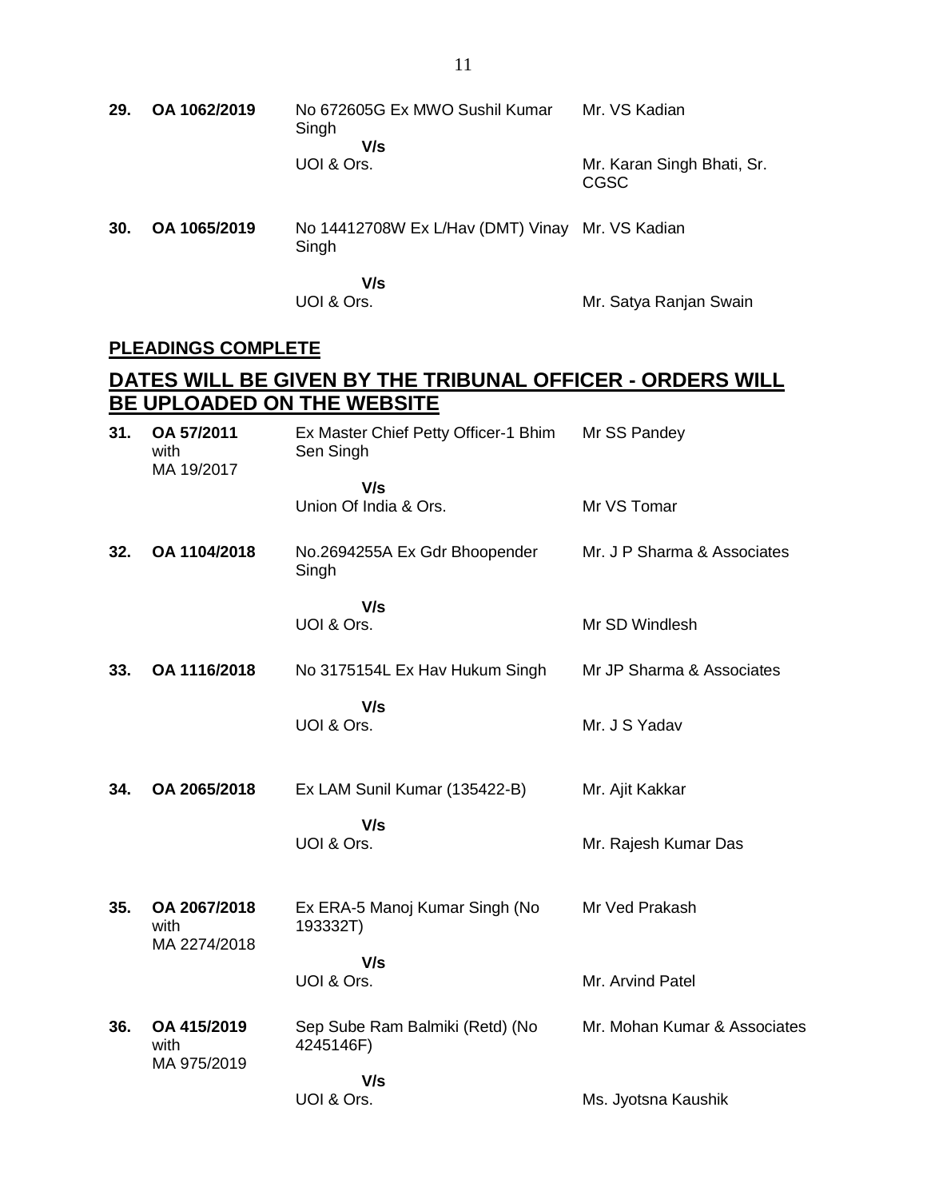| | | | |
|---|---|---|---|
| **29.** | **OA 1062/2019** | No 672605G Ex MWO Sushil Kumar Singh | Mr. VS Kadian |
| | | **V/s** | |
| | | UOI & Ors. | Mr. Karan Singh Bhati, Sr. CGSC |
| **30.** | **OA 1065/2019** | No 14412708W Ex L/Hav (DMT) Vinay Singh | Mr. VS Kadian |
| | | **V/s** | |
| | | UOI & Ors. | Mr. Satya Ranjan Swain |

**PLEADINGS COMPLETE**

## DATES WILL BE GIVEN BY THE TRIBUNAL OFFICER - ORDERS WILL BE UPLOADED ON THE WEBSITE

| | | | |
|---|---|---|---|
| **31.** | **OA 57/2011** with MA 19/2017 | Ex Master Chief Petty Officer-1 Bhim Sen Singh | Mr SS Pandey |
| | | **V/s** | |
| | | Union Of India & Ors. | Mr VS Tomar |
| **32.** | **OA 1104/2018** | No.2694255A Ex Gdr Bhoopender Singh | Mr. J P Sharma & Associates |
| | | **V/s** | |
| | | UOI & Ors. | Mr SD Windlesh |
| **33.** | **OA 1116/2018** | No 3175154L Ex Hav Hukum Singh | Mr JP Sharma & Associates |
| | | **V/s** | |
| | | UOI & Ors. | Mr. J S Yadav |
| **34.** | **OA 2065/2018** | Ex LAM Sunil Kumar (135422-B) | Mr. Ajit Kakkar |
| | | **V/s** | |
| | | UOI & Ors. | Mr. Rajesh Kumar Das |
| **35.** | **OA 2067/2018** with MA 2274/2018 | Ex ERA-5 Manoj Kumar Singh (No 193332T) | Mr Ved Prakash |
| | | **V/s** | |
| | | UOI & Ors. | Mr. Arvind Patel |
| **36.** | **OA 415/2019** with MA 975/2019 | Sep Sube Ram Balmiki (Retd) (No 4245146F) | Mr. Mohan Kumar & Associates |
| | | **V/s** | |
| | | UOI & Ors. | Ms. Jyotsna Kaushik |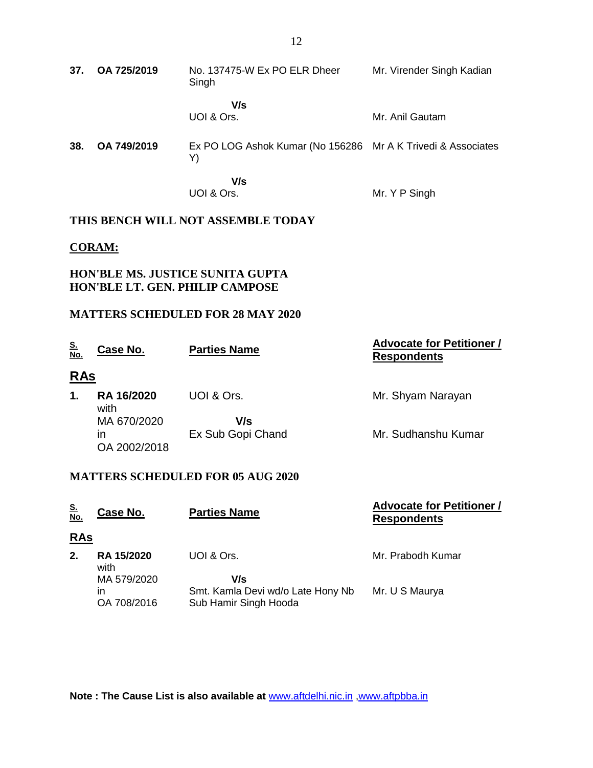| | | | |
|---|---|---|---|
| **37.** | **OA 725/2019** | No. 137475-W Ex PO ELR Dheer Singh | Mr. Virender Singh Kadian |
| | | **V/s** | |
| | | UOI & Ors. | Mr. Anil Gautam |
| **38.** | **OA 749/2019** | Ex PO LOG Ashok Kumar (No 156286 Y) | Mr A K Trivedi & Associates |
| | | **V/s** | |
| | | UOI & Ors. | Mr. Y P Singh |

**THIS BENCH WILL NOT ASSEMBLE TODAY**

**CORAM:**

**HON'BLE MS. JUSTICE SUNITA GUPTA**
**HON'BLE LT. GEN. PHILIP CAMPOSE**

**MATTERS SCHEDULED FOR 28 MAY 2020**

| S. No. | Case No. | Parties Name | Advocate for Petitioner / Respondents |
|---|---|---|---|
| **RAs** | | | |
| **1.** | **RA 16/2020** with MA 670/2020 in OA 2002/2018 | UOI & Ors. **V/s** Ex Sub Gopi Chand | Mr. Shyam Narayan<br>Mr. Sudhanshu Kumar |

**MATTERS SCHEDULED FOR 05 AUG 2020**

| S. No. | Case No. | Parties Name | Advocate for Petitioner / Respondents |
|---|---|---|---|
| **RAs** | | | |
| **2.** | **RA 15/2020** with MA 579/2020 in OA 708/2016 | UOI & Ors. **V/s** Smt. Kamla Devi wd/o Late Hony Nb Sub Hamir Singh Hooda | Mr. Prabodh Kumar<br>Mr. U S Maurya |

**Note : The Cause List is also available at** www.aftdelhi.nic.in ,www.aftpbba.in